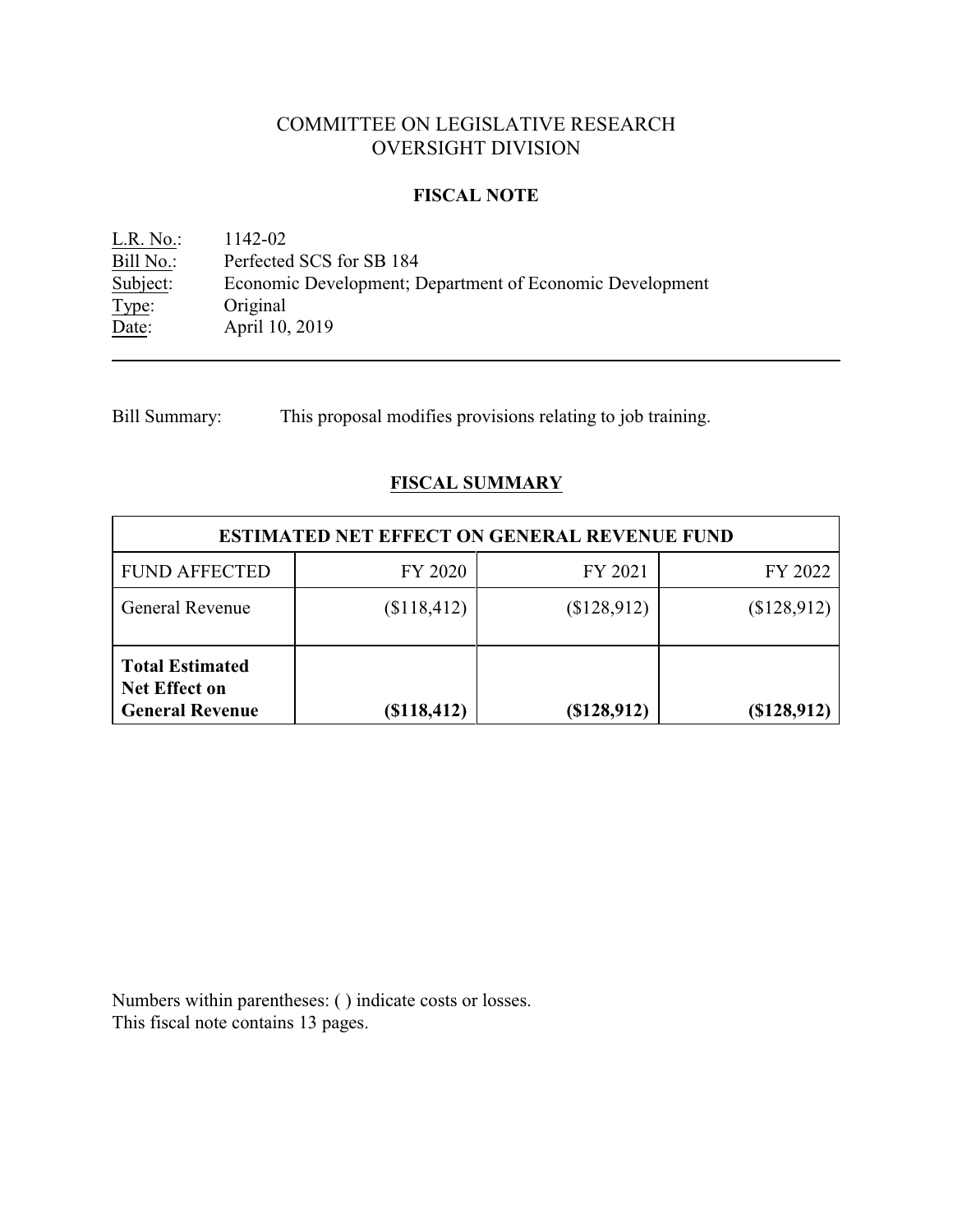# COMMITTEE ON LEGISLATIVE RESEARCH
# OVERSIGHT DIVISION

## FISCAL NOTE

L.R. No.: 1142-02
Bill No.: Perfected SCS for SB 184
Subject: Economic Development; Department of Economic Development
Type: Original
Date: April 10, 2019

---

Bill Summary: This proposal modifies provisions relating to job training.

## FISCAL SUMMARY

| ESTIMATED NET EFFECT ON GENERAL REVENUE FUND | | | |
|---|---|---|---|
| FUND AFFECTED | FY 2020 | FY 2021 | FY 2022 |
| General Revenue | ($118,412) | ($128,912) | ($128,912) |
| **Total Estimated Net Effect on General Revenue** | **($118,412)** | **($128,912)** | **($128,912)** |

Numbers within parentheses: ( ) indicate costs or losses.
This fiscal note contains 13 pages.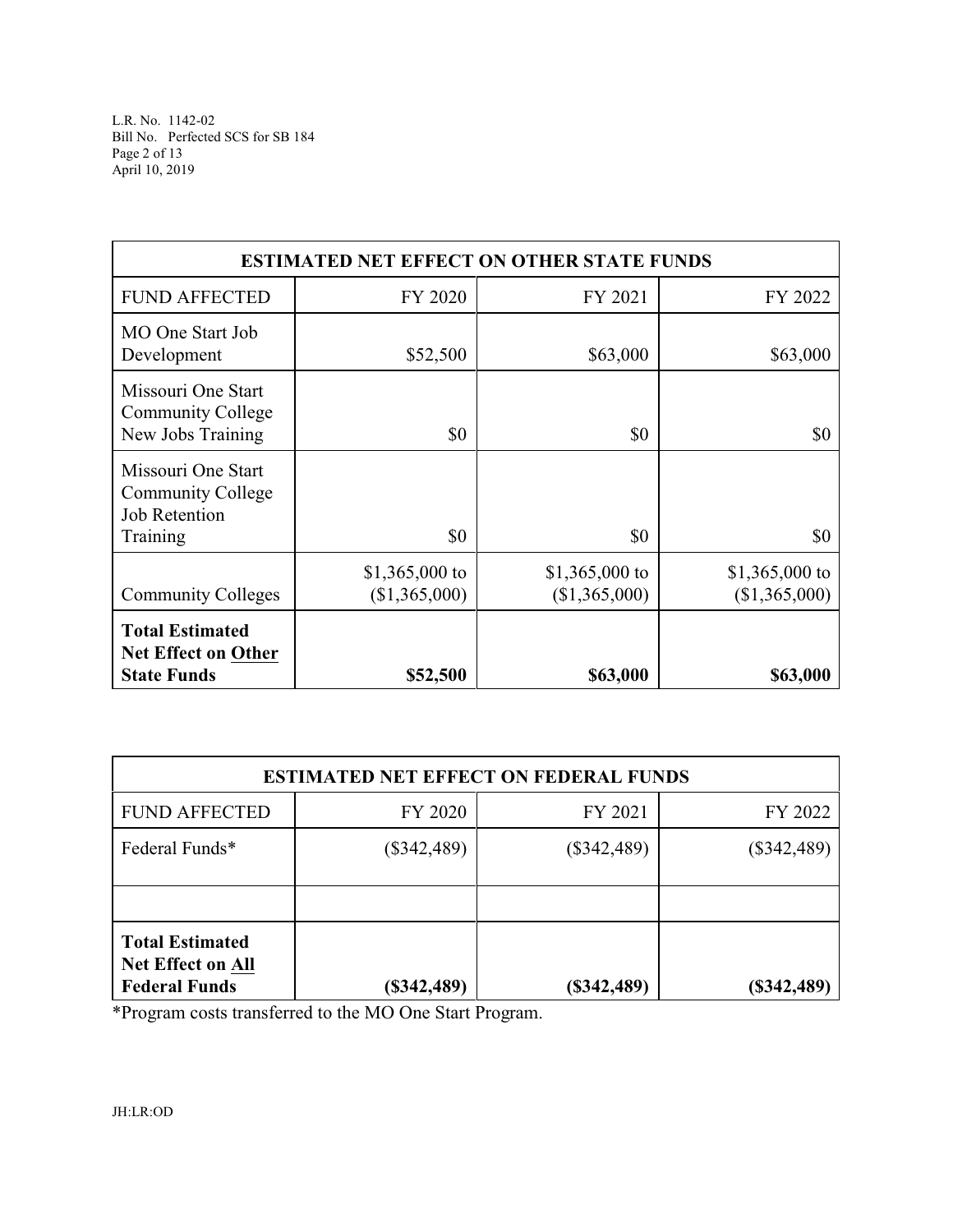| ESTIMATED NET EFFECT ON OTHER STATE FUNDS | | | |
|---|---|---|---|
| FUND AFFECTED | FY 2020 | FY 2021 | FY 2022 |
| MO One Start Job Development | $52,500 | $63,000 | $63,000 |
| Missouri One Start Community College New Jobs Training | $0 | $0 | $0 |
| Missouri One Start Community College Job Retention Training | $0 | $0 | $0 |
| Community Colleges | $1,365,000 to ($1,365,000) | $1,365,000 to ($1,365,000) | $1,365,000 to ($1,365,000) |
| **Total Estimated Net Effect on Other State Funds** | **$52,500** | **$63,000** | **$63,000** |

| ESTIMATED NET EFFECT ON FEDERAL FUNDS | | | |
|---|---|---|---|
| FUND AFFECTED | FY 2020 | FY 2021 | FY 2022 |
| Federal Funds* | ($342,489) | ($342,489) | ($342,489) |
| | | | |
| **Total Estimated Net Effect on All Federal Funds** | **($342,489)** | **($342,489)** | **($342,489)** |

*Program costs transferred to the MO One Start Program.

JH:LR:OD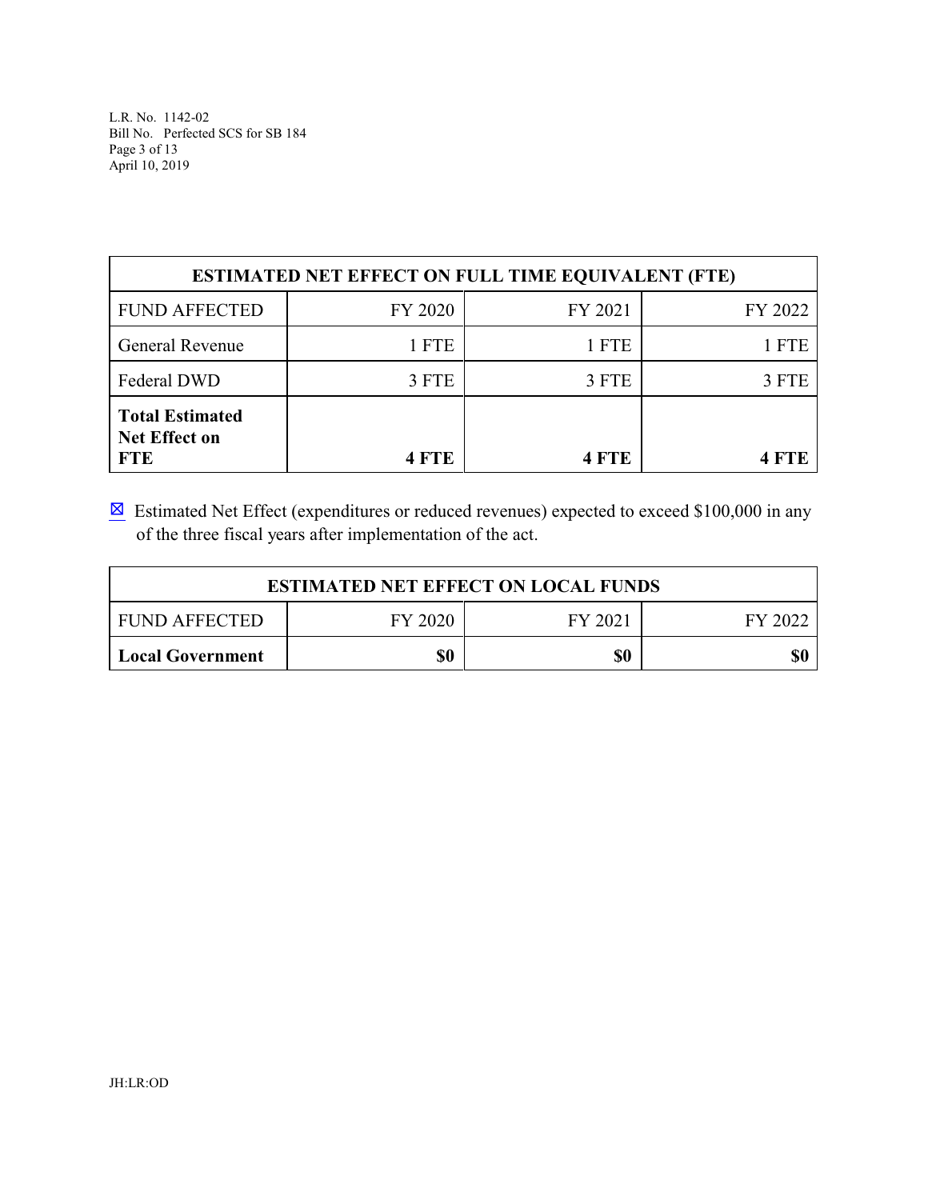| ESTIMATED NET EFFECT ON FULL TIME EQUIVALENT (FTE) | | | |
|---|---|---|---|
| FUND AFFECTED | FY 2020 | FY 2021 | FY 2022 |
| General Revenue | 1 FTE | 1 FTE | 1 FTE |
| Federal DWD | 3 FTE | 3 FTE | 3 FTE |
| **Total Estimated Net Effect on FTE** | **4 FTE** | **4 FTE** | **4 FTE** |

☒ Estimated Net Effect (expenditures or reduced revenues) expected to exceed $100,000 in any of the three fiscal years after implementation of the act.

| ESTIMATED NET EFFECT ON LOCAL FUNDS | | | |
|---|---|---|---|
| FUND AFFECTED | FY 2020 | FY 2021 | FY 2022 |
| **Local Government** | **$0** | **$0** | **$0** |

JH:LR:OD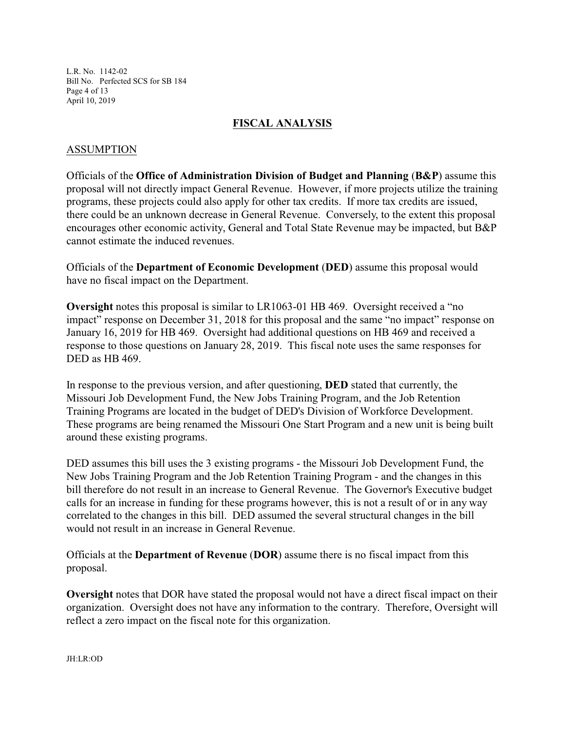## FISCAL ANALYSIS

### ASSUMPTION

Officials of the **Office of Administration Division of Budget and Planning** (**B&P**) assume this proposal will not directly impact General Revenue. However, if more projects utilize the training programs, these projects could also apply for other tax credits. If more tax credits are issued, there could be an unknown decrease in General Revenue. Conversely, to the extent this proposal encourages other economic activity, General and Total State Revenue may be impacted, but B&P cannot estimate the induced revenues.

Officials of the **Department of Economic Development** (**DED**) assume this proposal would have no fiscal impact on the Department.

**Oversight** notes this proposal is similar to LR1063-01 HB 469. Oversight received a "no impact" response on December 31, 2018 for this proposal and the same "no impact" response on January 16, 2019 for HB 469. Oversight had additional questions on HB 469 and received a response to those questions on January 28, 2019. This fiscal note uses the same responses for DED as HB 469.

In response to the previous version, and after questioning, **DED** stated that currently, the Missouri Job Development Fund, the New Jobs Training Program, and the Job Retention Training Programs are located in the budget of DED's Division of Workforce Development. These programs are being renamed the Missouri One Start Program and a new unit is being built around these existing programs.

DED assumes this bill uses the 3 existing programs - the Missouri Job Development Fund, the New Jobs Training Program and the Job Retention Training Program - and the changes in this bill therefore do not result in an increase to General Revenue. The Governor's Executive budget calls for an increase in funding for these programs however, this is not a result of or in any way correlated to the changes in this bill. DED assumed the several structural changes in the bill would not result in an increase in General Revenue.

Officials at the **Department of Revenue** (**DOR**) assume there is no fiscal impact from this proposal.

**Oversight** notes that DOR have stated the proposal would not have a direct fiscal impact on their organization. Oversight does not have any information to the contrary. Therefore, Oversight will reflect a zero impact on the fiscal note for this organization.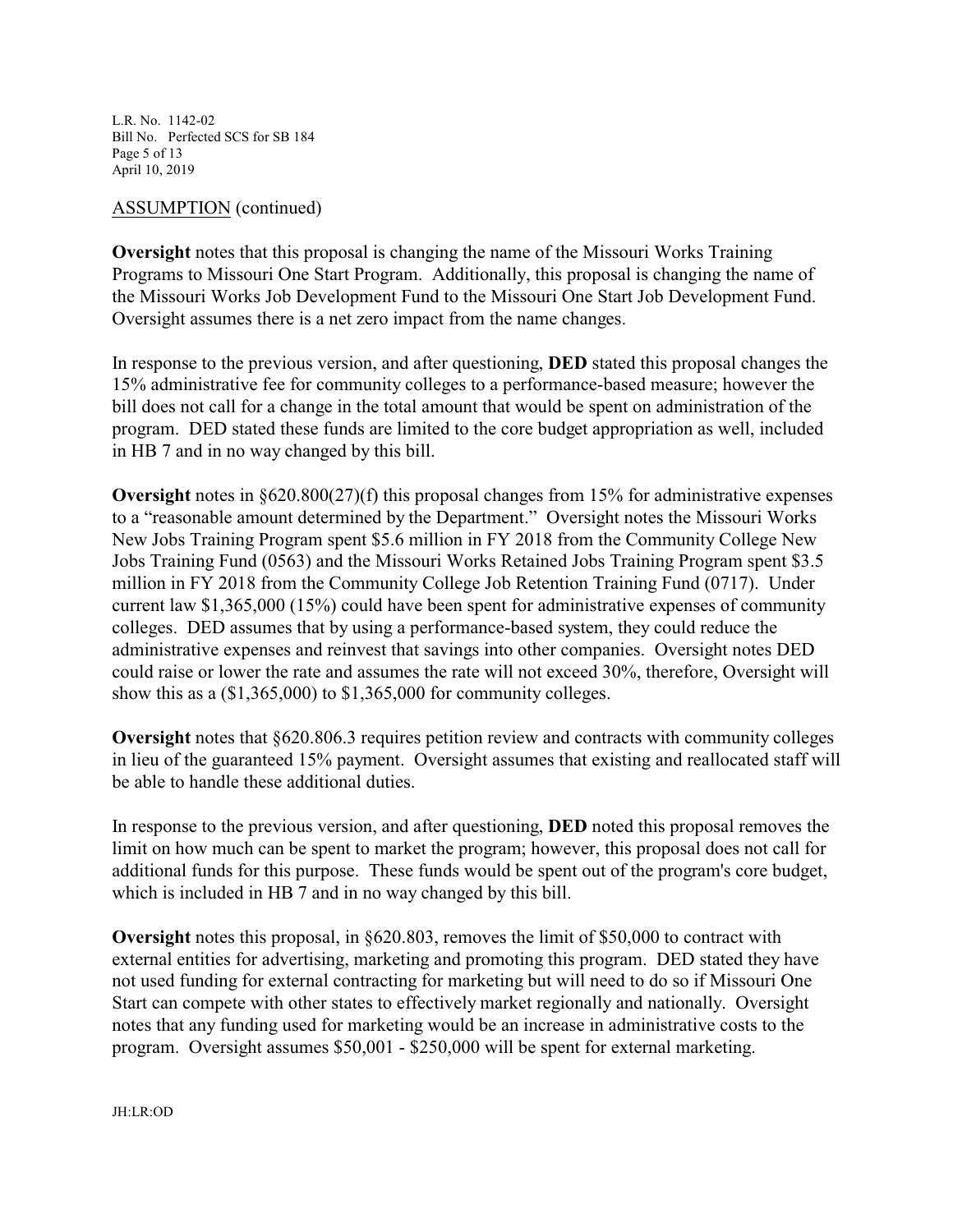ASSUMPTION (continued)

**Oversight** notes that this proposal is changing the name of the Missouri Works Training Programs to Missouri One Start Program. Additionally, this proposal is changing the name of the Missouri Works Job Development Fund to the Missouri One Start Job Development Fund. Oversight assumes there is a net zero impact from the name changes.

In response to the previous version, and after questioning, **DED** stated this proposal changes the 15% administrative fee for community colleges to a performance-based measure; however the bill does not call for a change in the total amount that would be spent on administration of the program. DED stated these funds are limited to the core budget appropriation as well, included in HB 7 and in no way changed by this bill.

**Oversight** notes in §620.800(27)(f) this proposal changes from 15% for administrative expenses to a "reasonable amount determined by the Department." Oversight notes the Missouri Works New Jobs Training Program spent $5.6 million in FY 2018 from the Community College New Jobs Training Fund (0563) and the Missouri Works Retained Jobs Training Program spent $3.5 million in FY 2018 from the Community College Job Retention Training Fund (0717). Under current law $1,365,000 (15%) could have been spent for administrative expenses of community colleges. DED assumes that by using a performance-based system, they could reduce the administrative expenses and reinvest that savings into other companies. Oversight notes DED could raise or lower the rate and assumes the rate will not exceed 30%, therefore, Oversight will show this as a ($1,365,000) to $1,365,000 for community colleges.

**Oversight** notes that §620.806.3 requires petition review and contracts with community colleges in lieu of the guaranteed 15% payment. Oversight assumes that existing and reallocated staff will be able to handle these additional duties.

In response to the previous version, and after questioning, **DED** noted this proposal removes the limit on how much can be spent to market the program; however, this proposal does not call for additional funds for this purpose. These funds would be spent out of the program's core budget, which is included in HB 7 and in no way changed by this bill.

**Oversight** notes this proposal, in §620.803, removes the limit of $50,000 to contract with external entities for advertising, marketing and promoting this program. DED stated they have not used funding for external contracting for marketing but will need to do so if Missouri One Start can compete with other states to effectively market regionally and nationally. Oversight notes that any funding used for marketing would be an increase in administrative costs to the program. Oversight assumes $50,001 - $250,000 will be spent for external marketing.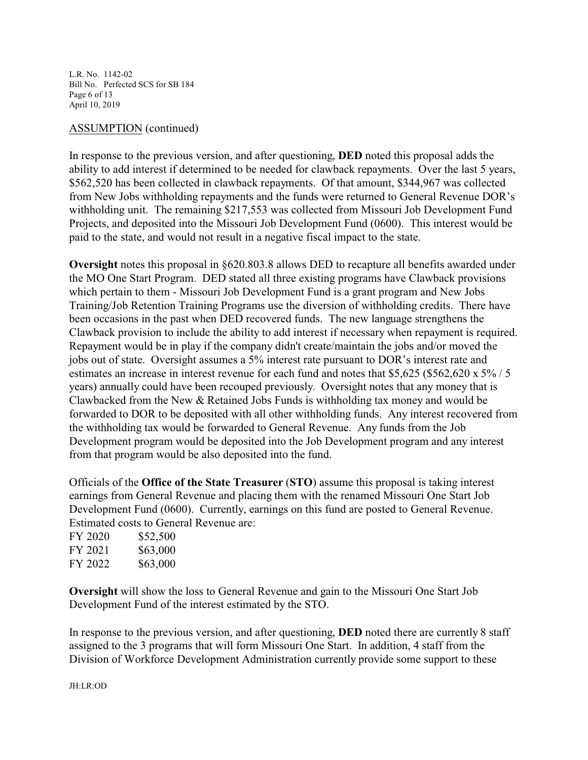ASSUMPTION (continued)

In response to the previous version, and after questioning, **DED** noted this proposal adds the ability to add interest if determined to be needed for clawback repayments. Over the last 5 years, \$562,520 has been collected in clawback repayments. Of that amount, \$344,967 was collected from New Jobs withholding repayments and the funds were returned to General Revenue DOR's withholding unit. The remaining \$217,553 was collected from Missouri Job Development Fund Projects, and deposited into the Missouri Job Development Fund (0600). This interest would be paid to the state, and would not result in a negative fiscal impact to the state.

**Oversight** notes this proposal in §620.803.8 allows DED to recapture all benefits awarded under the MO One Start Program. DED stated all three existing programs have Clawback provisions which pertain to them - Missouri Job Development Fund is a grant program and New Jobs Training/Job Retention Training Programs use the diversion of withholding credits. There have been occasions in the past when DED recovered funds. The new language strengthens the Clawback provision to include the ability to add interest if necessary when repayment is required. Repayment would be in play if the company didn't create/maintain the jobs and/or moved the jobs out of state. Oversight assumes a 5% interest rate pursuant to DOR's interest rate and estimates an increase in interest revenue for each fund and notes that \$5,625 (\$562,620 x 5% / 5 years) annually could have been recouped previously. Oversight notes that any money that is Clawbacked from the New & Retained Jobs Funds is withholding tax money and would be forwarded to DOR to be deposited with all other withholding funds. Any interest recovered from the withholding tax would be forwarded to General Revenue. Any funds from the Job Development program would be deposited into the Job Development program and any interest from that program would be also deposited into the fund.

Officials of the **Office of the State Treasurer** (**STO**) assume this proposal is taking interest earnings from General Revenue and placing them with the renamed Missouri One Start Job Development Fund (0600). Currently, earnings on this fund are posted to General Revenue. Estimated costs to General Revenue are:

FY 2020 \$52,500
FY 2021 \$63,000
FY 2022 \$63,000

**Oversight** will show the loss to General Revenue and gain to the Missouri One Start Job Development Fund of the interest estimated by the STO.

In response to the previous version, and after questioning, **DED** noted there are currently 8 staff assigned to the 3 programs that will form Missouri One Start. In addition, 4 staff from the Division of Workforce Development Administration currently provide some support to these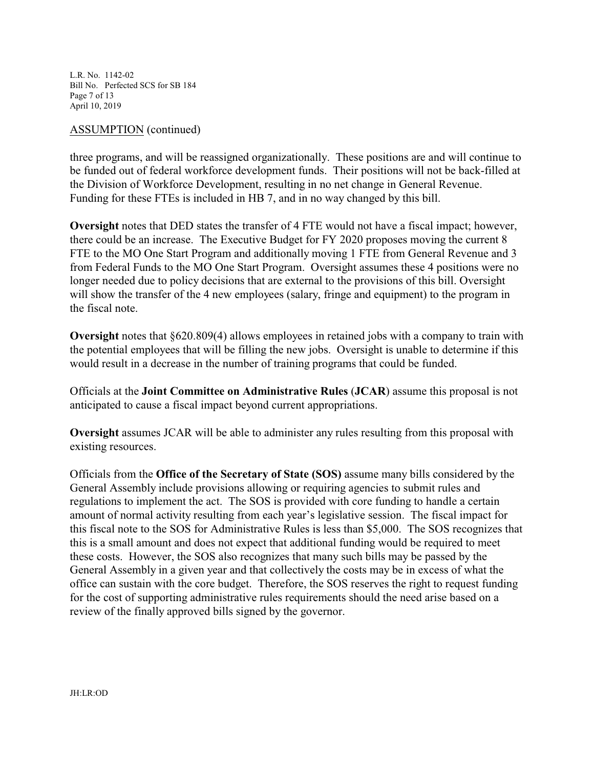ASSUMPTION (continued)

three programs, and will be reassigned organizationally. These positions are and will continue to be funded out of federal workforce development funds. Their positions will not be back-filled at the Division of Workforce Development, resulting in no net change in General Revenue. Funding for these FTEs is included in HB 7, and in no way changed by this bill.

**Oversight** notes that DED states the transfer of 4 FTE would not have a fiscal impact; however, there could be an increase. The Executive Budget for FY 2020 proposes moving the current 8 FTE to the MO One Start Program and additionally moving 1 FTE from General Revenue and 3 from Federal Funds to the MO One Start Program. Oversight assumes these 4 positions were no longer needed due to policy decisions that are external to the provisions of this bill. Oversight will show the transfer of the 4 new employees (salary, fringe and equipment) to the program in the fiscal note.

**Oversight** notes that §620.809(4) allows employees in retained jobs with a company to train with the potential employees that will be filling the new jobs. Oversight is unable to determine if this would result in a decrease in the number of training programs that could be funded.

Officials at the **Joint Committee on Administrative Rules** (**JCAR**) assume this proposal is not anticipated to cause a fiscal impact beyond current appropriations.

**Oversight** assumes JCAR will be able to administer any rules resulting from this proposal with existing resources.

Officials from the **Office of the Secretary of State (SOS)** assume many bills considered by the General Assembly include provisions allowing or requiring agencies to submit rules and regulations to implement the act. The SOS is provided with core funding to handle a certain amount of normal activity resulting from each year's legislative session. The fiscal impact for this fiscal note to the SOS for Administrative Rules is less than $5,000. The SOS recognizes that this is a small amount and does not expect that additional funding would be required to meet these costs. However, the SOS also recognizes that many such bills may be passed by the General Assembly in a given year and that collectively the costs may be in excess of what the office can sustain with the core budget. Therefore, the SOS reserves the right to request funding for the cost of supporting administrative rules requirements should the need arise based on a review of the finally approved bills signed by the governor.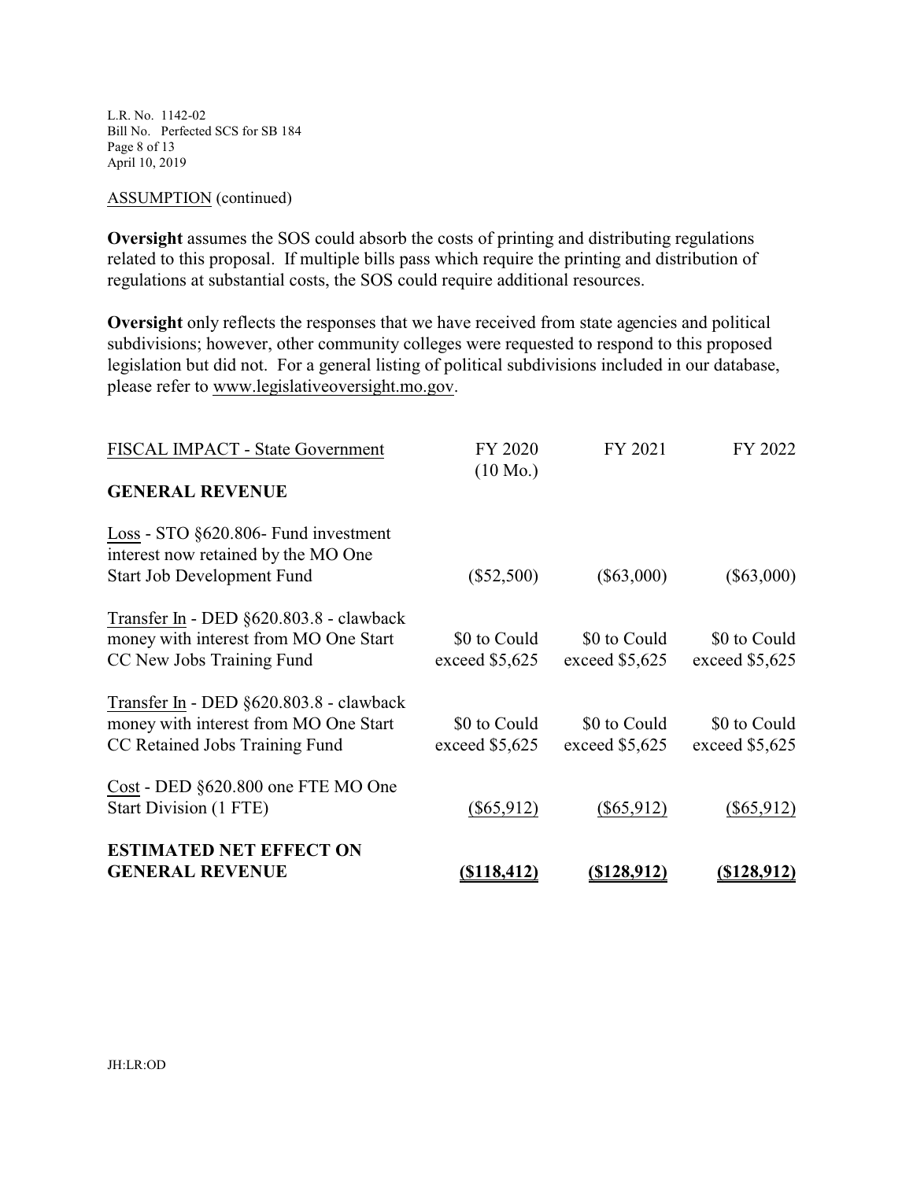ASSUMPTION (continued)

**Oversight** assumes the SOS could absorb the costs of printing and distributing regulations related to this proposal. If multiple bills pass which require the printing and distribution of regulations at substantial costs, the SOS could require additional resources.

**Oversight** only reflects the responses that we have received from state agencies and political subdivisions; however, other community colleges were requested to respond to this proposed legislation but did not. For a general listing of political subdivisions included in our database, please refer to www.legislativeoversight.mo.gov.

| FISCAL IMPACT - State Government | FY 2020 (10 Mo.) | FY 2021 | FY 2022 |
|---|---|---|---|
| **GENERAL REVENUE** | | | |
| Loss - STO §620.806- Fund investment interest now retained by the MO One Start Job Development Fund | ($52,500) | ($63,000) | ($63,000) |
| Transfer In - DED §620.803.8 - clawback money with interest from MO One Start CC New Jobs Training Fund | \$0 to Could exceed \$5,625 | \$0 to Could exceed \$5,625 | \$0 to Could exceed \$5,625 |
| Transfer In - DED §620.803.8 - clawback money with interest from MO One Start CC Retained Jobs Training Fund | \$0 to Could exceed \$5,625 | \$0 to Could exceed \$5,625 | \$0 to Could exceed \$5,625 |
| Cost - DED §620.800 one FTE MO One Start Division (1 FTE) | ($65,912) | ($65,912) | ($65,912) |
| **ESTIMATED NET EFFECT ON GENERAL REVENUE** | **($118,412)** | **($128,912)** | **($128,912)** |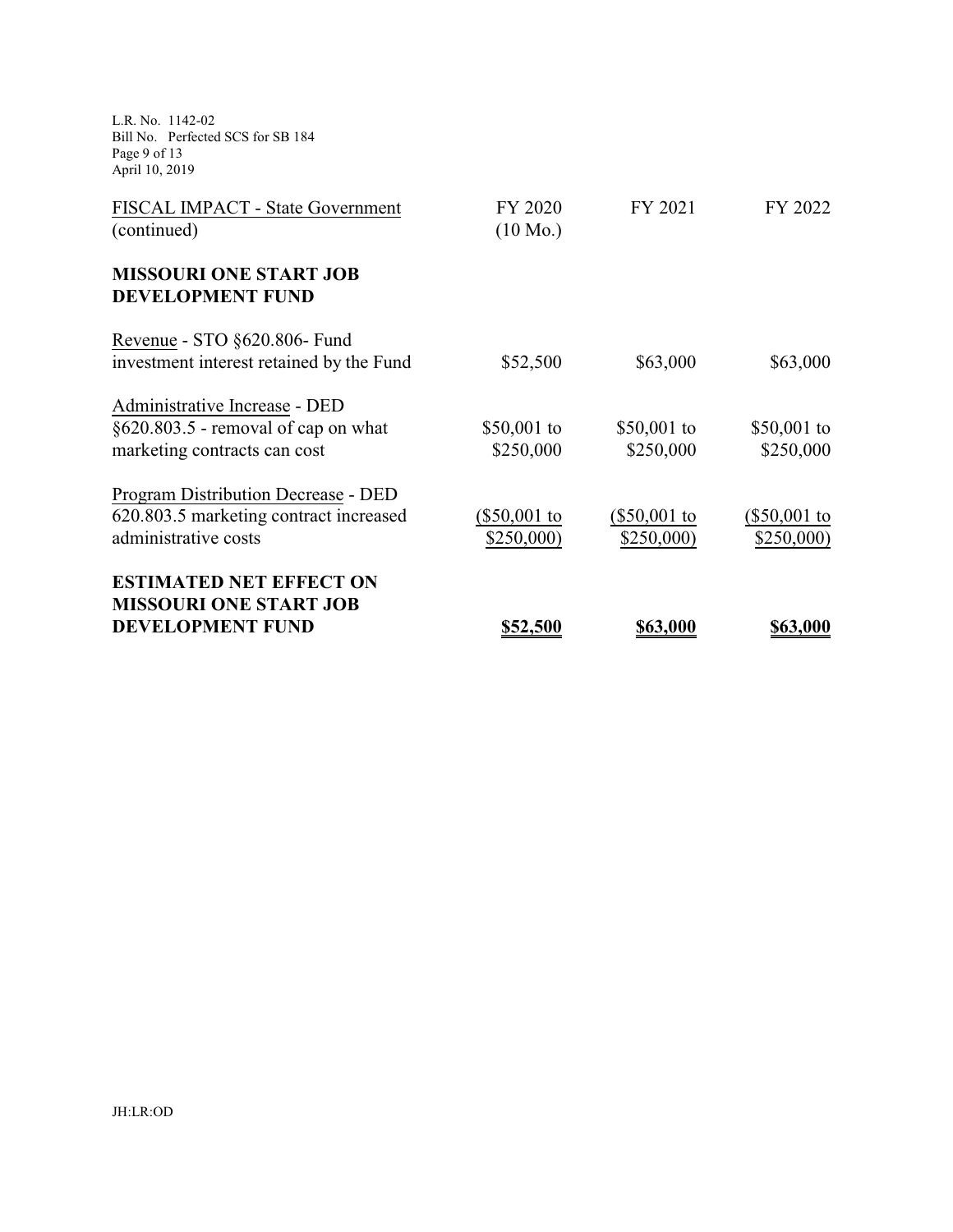| FISCAL IMPACT - State Government (continued) | FY 2020 (10 Mo.) | FY 2021 | FY 2022 |
|---|---|---|---|
| **MISSOURI ONE START JOB DEVELOPMENT FUND** | | | |
| Revenue - STO §620.806- Fund investment interest retained by the Fund | $52,500 | $63,000 | $63,000 |
| Administrative Increase - DED §620.803.5 - removal of cap on what marketing contracts can cost | $50,001 to $250,000 | $50,001 to $250,000 | $50,001 to $250,000 |
| Program Distribution Decrease - DED 620.803.5 marketing contract increased administrative costs | ($50,001 to $250,000) | ($50,001 to $250,000) | ($50,001 to $250,000) |
| **ESTIMATED NET EFFECT ON MISSOURI ONE START JOB DEVELOPMENT FUND** | **$52,500** | **$63,000** | **$63,000** |

JH:LR:OD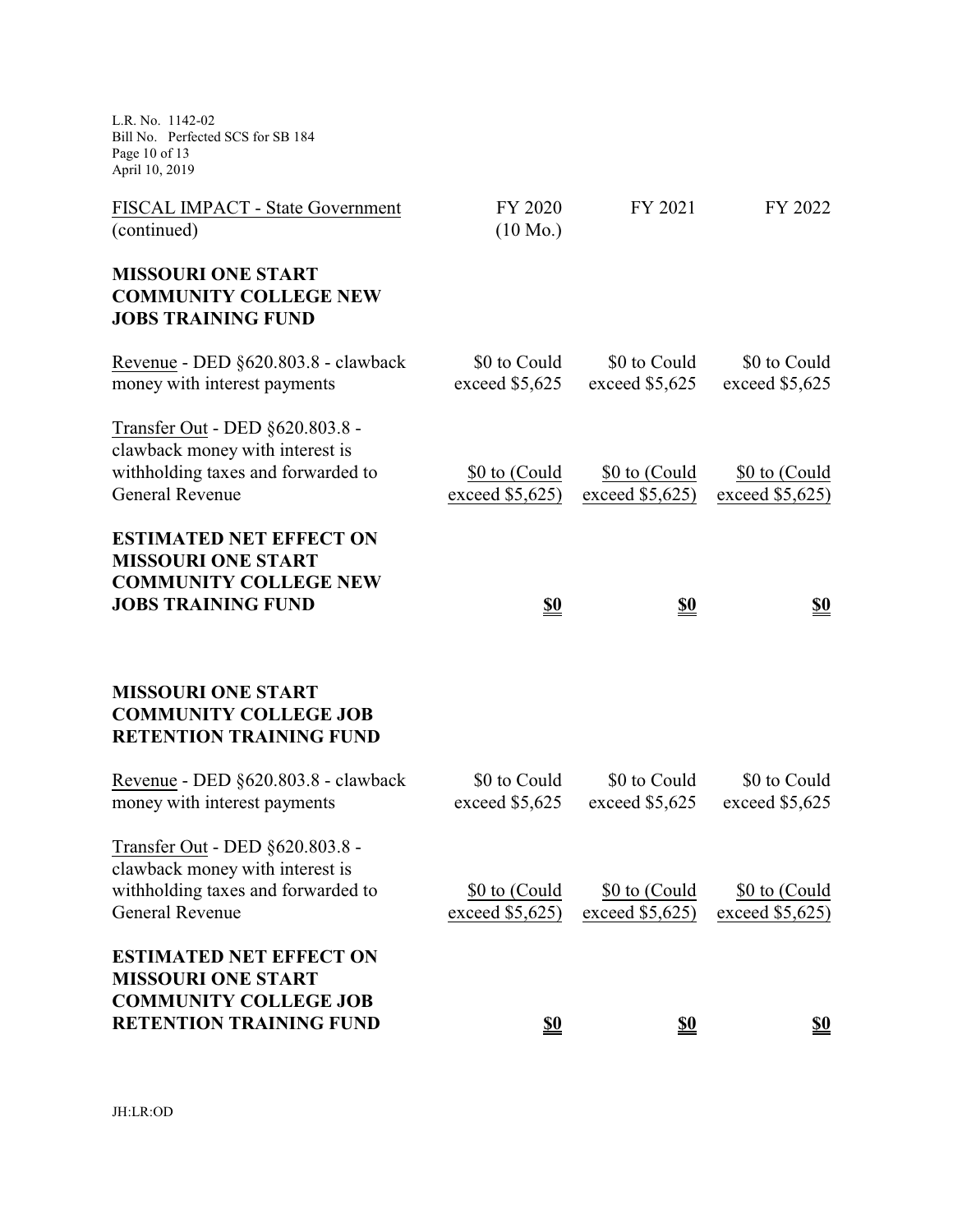| FISCAL IMPACT - State Government (continued) | FY 2020 (10 Mo.) | FY 2021 | FY 2022 |
|---|---|---|---|
| **MISSOURI ONE START COMMUNITY COLLEGE NEW JOBS TRAINING FUND** | | | |
| Revenue - DED §620.803.8 - clawback money with interest payments | \$0 to Could exceed \$5,625 | \$0 to Could exceed \$5,625 | \$0 to Could exceed \$5,625 |
| Transfer Out - DED §620.803.8 - clawback money with interest is withholding taxes and forwarded to General Revenue | \$0 to (Could exceed \$5,625) | \$0 to (Could exceed \$5,625) | \$0 to (Could exceed \$5,625) |
| **ESTIMATED NET EFFECT ON MISSOURI ONE START COMMUNITY COLLEGE NEW JOBS TRAINING FUND** | **\$0** | **\$0** | **\$0** |
| | | | |
| **MISSOURI ONE START COMMUNITY COLLEGE JOB RETENTION TRAINING FUND** | | | |
| Revenue - DED §620.803.8 - clawback money with interest payments | \$0 to Could exceed \$5,625 | \$0 to Could exceed \$5,625 | \$0 to Could exceed \$5,625 |
| Transfer Out - DED §620.803.8 - clawback money with interest is withholding taxes and forwarded to General Revenue | \$0 to (Could exceed \$5,625) | \$0 to (Could exceed \$5,625) | \$0 to (Could exceed \$5,625) |
| **ESTIMATED NET EFFECT ON MISSOURI ONE START COMMUNITY COLLEGE JOB RETENTION TRAINING FUND** | **\$0** | **\$0** | **\$0** |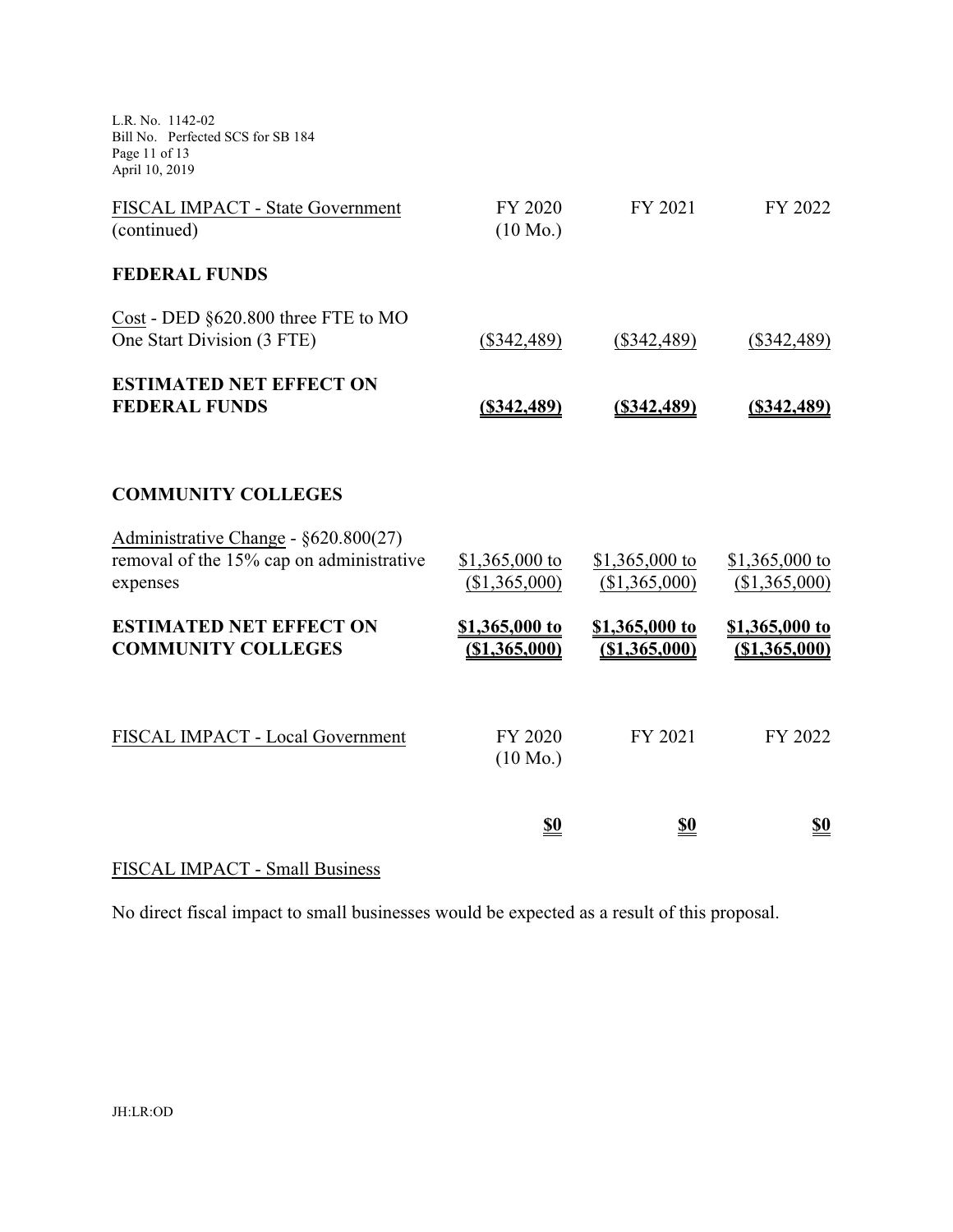| FISCAL IMPACT - State Government (continued) | FY 2020 (10 Mo.) | FY 2021 | FY 2022 |
|---|---|---|---|
| **FEDERAL FUNDS** | | | |
| Cost - DED §620.800 three FTE to MO One Start Division (3 FTE) | ($342,489) | ($342,489) | ($342,489) |
| **ESTIMATED NET EFFECT ON FEDERAL FUNDS** | **($342,489)** | **($342,489)** | **($342,489)** |
| | | | |
| **COMMUNITY COLLEGES** | | | |
| Administrative Change - §620.800(27) removal of the 15% cap on administrative expenses | $1,365,000 to ($1,365,000) | $1,365,000 to ($1,365,000) | $1,365,000 to ($1,365,000) |
| **ESTIMATED NET EFFECT ON COMMUNITY COLLEGES** | **$1,365,000 to ($1,365,000)** | **$1,365,000 to ($1,365,000)** | **$1,365,000 to ($1,365,000)** |

| FISCAL IMPACT - Local Government | FY 2020 (10 Mo.) | FY 2021 | FY 2022 |
|---|---|---|---|
| | **$0** | **$0** | **$0** |

FISCAL IMPACT - Small Business

No direct fiscal impact to small businesses would be expected as a result of this proposal.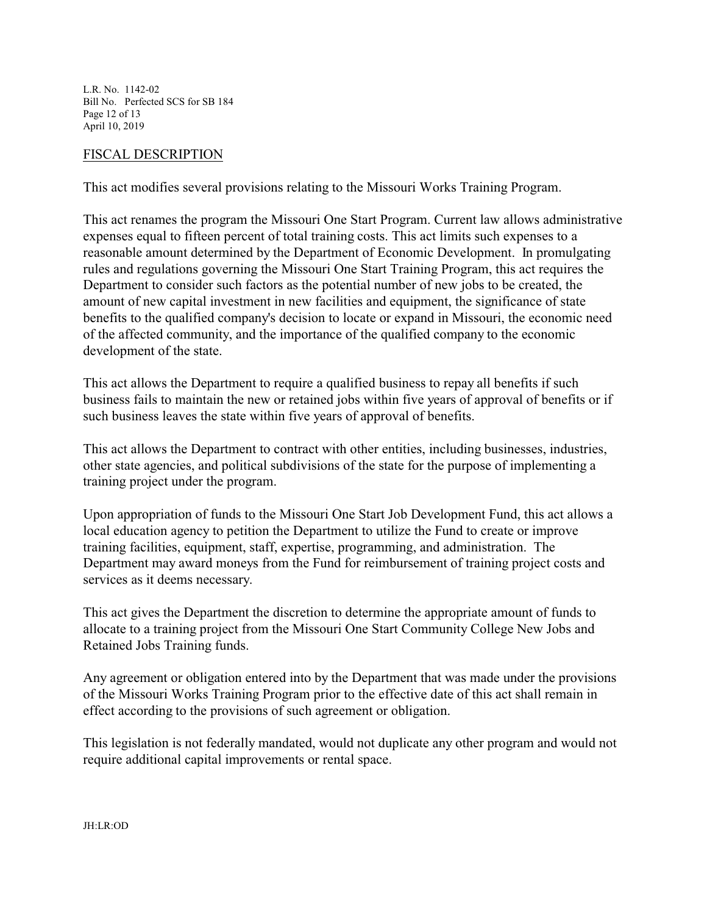## FISCAL DESCRIPTION

This act modifies several provisions relating to the Missouri Works Training Program.

This act renames the program the Missouri One Start Program. Current law allows administrative expenses equal to fifteen percent of total training costs. This act limits such expenses to a reasonable amount determined by the Department of Economic Development. In promulgating rules and regulations governing the Missouri One Start Training Program, this act requires the Department to consider such factors as the potential number of new jobs to be created, the amount of new capital investment in new facilities and equipment, the significance of state benefits to the qualified company's decision to locate or expand in Missouri, the economic need of the affected community, and the importance of the qualified company to the economic development of the state.

This act allows the Department to require a qualified business to repay all benefits if such business fails to maintain the new or retained jobs within five years of approval of benefits or if such business leaves the state within five years of approval of benefits.

This act allows the Department to contract with other entities, including businesses, industries, other state agencies, and political subdivisions of the state for the purpose of implementing a training project under the program.

Upon appropriation of funds to the Missouri One Start Job Development Fund, this act allows a local education agency to petition the Department to utilize the Fund to create or improve training facilities, equipment, staff, expertise, programming, and administration. The Department may award moneys from the Fund for reimbursement of training project costs and services as it deems necessary.

This act gives the Department the discretion to determine the appropriate amount of funds to allocate to a training project from the Missouri One Start Community College New Jobs and Retained Jobs Training funds.

Any agreement or obligation entered into by the Department that was made under the provisions of the Missouri Works Training Program prior to the effective date of this act shall remain in effect according to the provisions of such agreement or obligation.

This legislation is not federally mandated, would not duplicate any other program and would not require additional capital improvements or rental space.

JH:LR:OD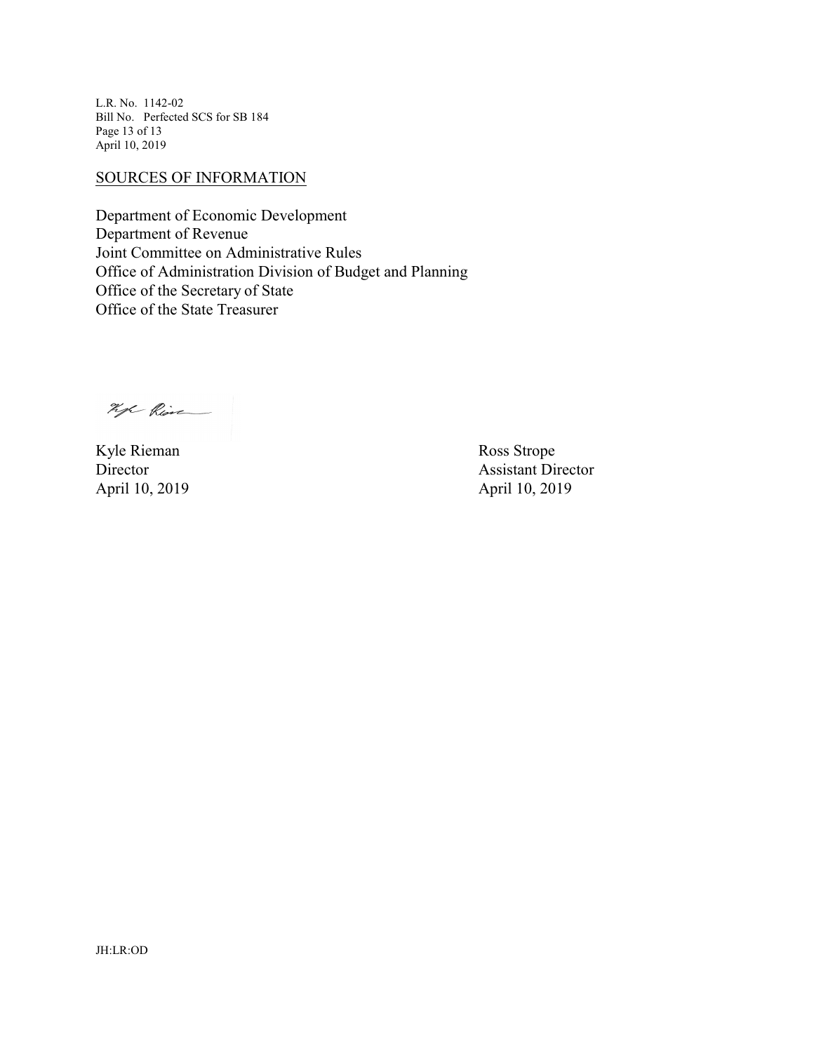## SOURCES OF INFORMATION

Department of Economic Development
Department of Revenue
Joint Committee on Administrative Rules
Office of Administration Division of Budget and Planning
Office of the Secretary of State
Office of the State Treasurer

| | |
|---|---|
| Kyle Rieman | Ross Strope |
| Director | Assistant Director |
| April 10, 2019 | April 10, 2019 |

JH:LR:OD